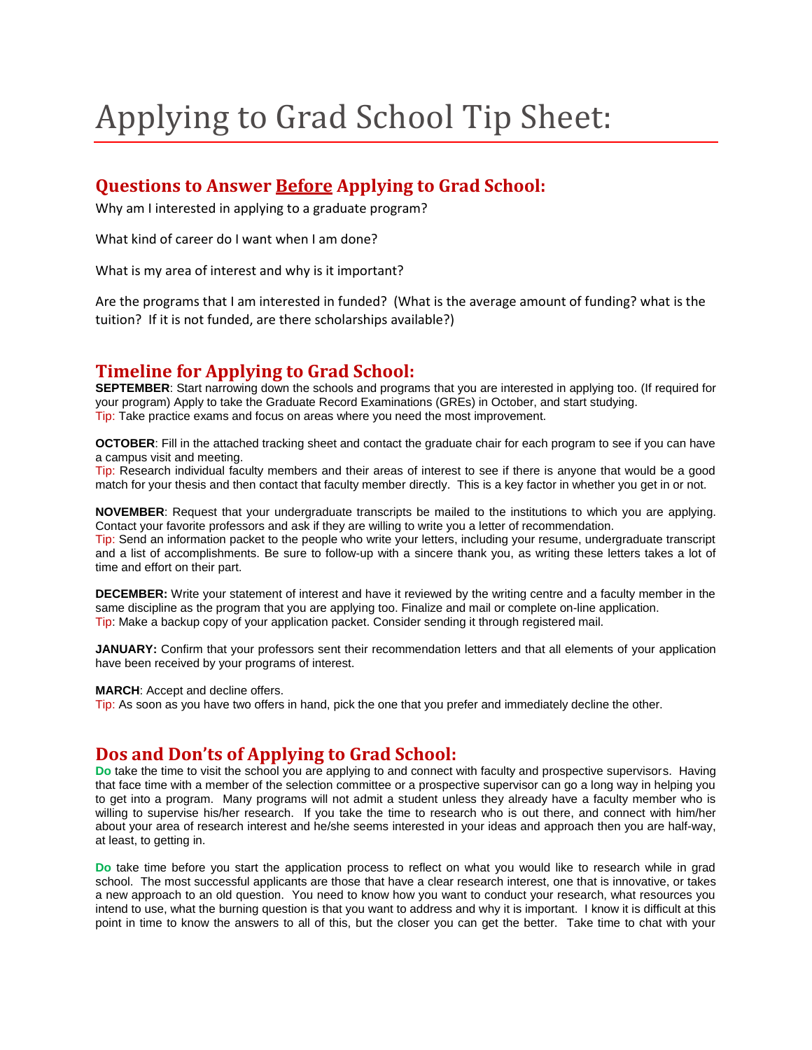# Applying to Grad School Tip Sheet:

## Questions to Answer Before Applying to Grad School:

Why am I interested in applying to a graduate program?

What kind of career do I want when I am done?

What is my area of interest and why is it important?

Are the programs that I am interested in funded? (What is the average amount of funding? what is the tuition? If it is not funded, are there scholarships available?)

## Timeline for Applying to Grad School:

**SEPTEMBER**: Start narrowing down the schools and programs that you are interested in applying too. (If required for your program) Apply to take the Graduate Record Examinations (GREs) in October, and start studying.
Tip: Take practice exams and focus on areas where you need the most improvement.

**OCTOBER**: Fill in the attached tracking sheet and contact the graduate chair for each program to see if you can have a campus visit and meeting.
Tip: Research individual faculty members and their areas of interest to see if there is anyone that would be a good match for your thesis and then contact that faculty member directly. This is a key factor in whether you get in or not.

**NOVEMBER**: Request that your undergraduate transcripts be mailed to the institutions to which you are applying. Contact your favorite professors and ask if they are willing to write you a letter of recommendation.
Tip: Send an information packet to the people who write your letters, including your resume, undergraduate transcript and a list of accomplishments. Be sure to follow-up with a sincere thank you, as writing these letters takes a lot of time and effort on their part.

**DECEMBER:** Write your statement of interest and have it reviewed by the writing centre and a faculty member in the same discipline as the program that you are applying too. Finalize and mail or complete on-line application.
Tip: Make a backup copy of your application packet. Consider sending it through registered mail.

**JANUARY:** Confirm that your professors sent their recommendation letters and that all elements of your application have been received by your programs of interest.

**MARCH**: Accept and decline offers.
Tip: As soon as you have two offers in hand, pick the one that you prefer and immediately decline the other.

## Dos and Don'ts of Applying to Grad School:

**Do** take the time to visit the school you are applying to and connect with faculty and prospective supervisors. Having that face time with a member of the selection committee or a prospective supervisor can go a long way in helping you to get into a program. Many programs will not admit a student unless they already have a faculty member who is willing to supervise his/her research. If you take the time to research who is out there, and connect with him/her about your area of research interest and he/she seems interested in your ideas and approach then you are half-way, at least, to getting in.

**Do** take time before you start the application process to reflect on what you would like to research while in grad school. The most successful applicants are those that have a clear research interest, one that is innovative, or takes a new approach to an old question. You need to know how you want to conduct your research, what resources you intend to use, what the burning question is that you want to address and why it is important. I know it is difficult at this point in time to know the answers to all of this, but the closer you can get the better. Take time to chat with your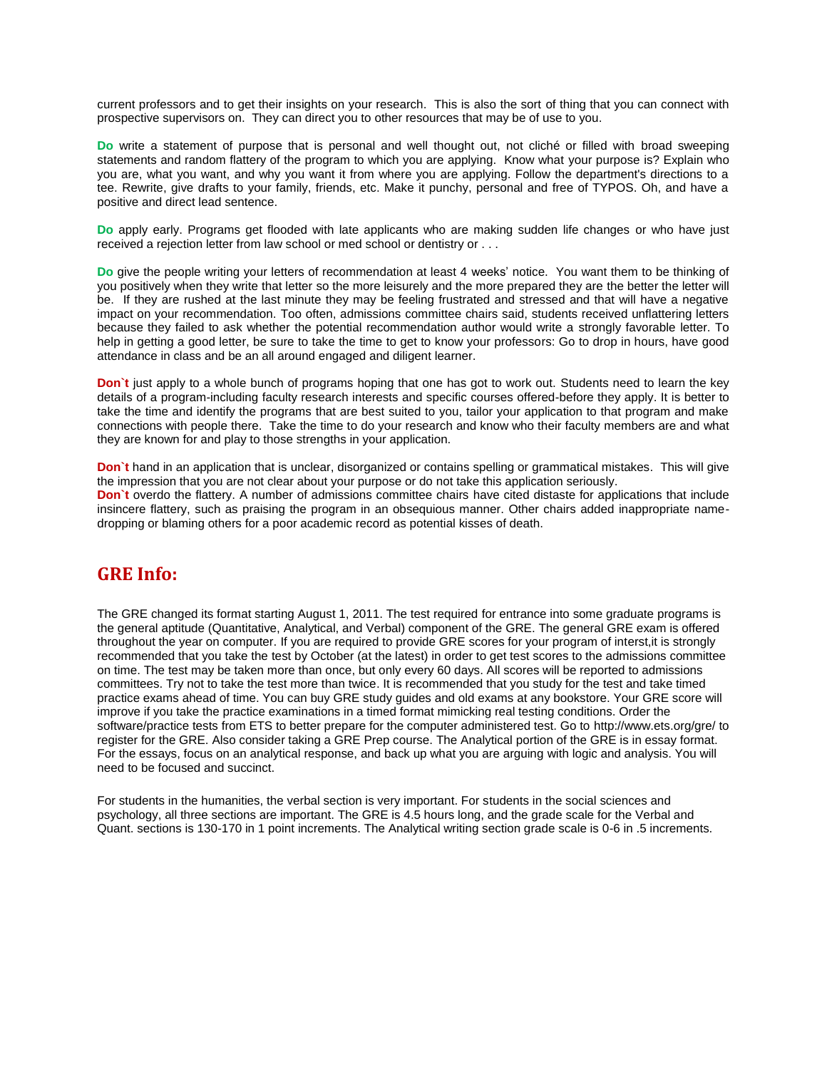current professors and to get their insights on your research. This is also the sort of thing that you can connect with prospective supervisors on. They can direct you to other resources that may be of use to you.

**Do** write a statement of purpose that is personal and well thought out, not cliché or filled with broad sweeping statements and random flattery of the program to which you are applying. Know what your purpose is? Explain who you are, what you want, and why you want it from where you are applying. Follow the department's directions to a tee. Rewrite, give drafts to your family, friends, etc. Make it punchy, personal and free of TYPOS. Oh, and have a positive and direct lead sentence.

**Do** apply early. Programs get flooded with late applicants who are making sudden life changes or who have just received a rejection letter from law school or med school or dentistry or . . .

**Do** give the people writing your letters of recommendation at least 4 weeks' notice. You want them to be thinking of you positively when they write that letter so the more leisurely and the more prepared they are the better the letter will be. If they are rushed at the last minute they may be feeling frustrated and stressed and that will have a negative impact on your recommendation. Too often, admissions committee chairs said, students received unflattering letters because they failed to ask whether the potential recommendation author would write a strongly favorable letter. To help in getting a good letter, be sure to take the time to get to know your professors: Go to drop in hours, have good attendance in class and be an all around engaged and diligent learner.

**Don`t** just apply to a whole bunch of programs hoping that one has got to work out. Students need to learn the key details of a program-including faculty research interests and specific courses offered-before they apply. It is better to take the time and identify the programs that are best suited to you, tailor your application to that program and make connections with people there. Take the time to do your research and know who their faculty members are and what they are known for and play to those strengths in your application.

**Don`t** hand in an application that is unclear, disorganized or contains spelling or grammatical mistakes. This will give the impression that you are not clear about your purpose or do not take this application seriously.

**Don`t** overdo the flattery. A number of admissions committee chairs have cited distaste for applications that include insincere flattery, such as praising the program in an obsequious manner. Other chairs added inappropriate name-dropping or blaming others for a poor academic record as potential kisses of death.

## GRE Info:

The GRE changed its format starting August 1, 2011. The test required for entrance into some graduate programs is the general aptitude (Quantitative, Analytical, and Verbal) component of the GRE. The general GRE exam is offered throughout the year on computer. If you are required to provide GRE scores for your program of interst,it is strongly recommended that you take the test by October (at the latest) in order to get test scores to the admissions committee on time. The test may be taken more than once, but only every 60 days. All scores will be reported to admissions committees. Try not to take the test more than twice. It is recommended that you study for the test and take timed practice exams ahead of time. You can buy GRE study guides and old exams at any bookstore. Your GRE score will improve if you take the practice examinations in a timed format mimicking real testing conditions. Order the software/practice tests from ETS to better prepare for the computer administered test. Go to http://www.ets.org/gre/ to register for the GRE. Also consider taking a GRE Prep course. The Analytical portion of the GRE is in essay format. For the essays, focus on an analytical response, and back up what you are arguing with logic and analysis. You will need to be focused and succinct.

For students in the humanities, the verbal section is very important. For students in the social sciences and psychology, all three sections are important. The GRE is 4.5 hours long, and the grade scale for the Verbal and Quant. sections is 130-170 in 1 point increments. The Analytical writing section grade scale is 0-6 in .5 increments.